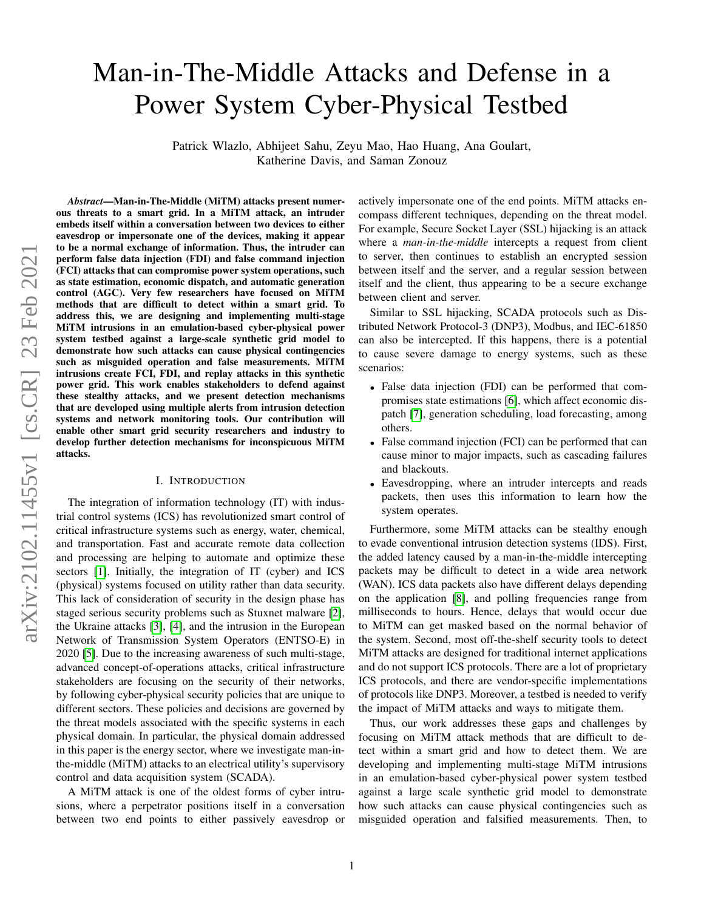# Man-in-The-Middle Attacks and Defense in a Power System Cyber-Physical Testbed

Patrick Wlazlo, Abhijeet Sahu, Zeyu Mao, Hao Huang, Ana Goulart, Katherine Davis, and Saman Zonouz

***Abstract*—Man-in-The-Middle (MiTM) attacks present numerous threats to a smart grid. In a MiTM attack, an intruder embeds itself within a conversation between two devices to either eavesdrop or impersonate one of the devices, making it appear to be a normal exchange of information. Thus, the intruder can perform false data injection (FDI) and false command injection (FCI) attacks that can compromise power system operations, such as state estimation, economic dispatch, and automatic generation control (AGC). Very few researchers have focused on MiTM methods that are difficult to detect within a smart grid. To address this, we are designing and implementing multi-stage MiTM intrusions in an emulation-based cyber-physical power system testbed against a large-scale synthetic grid model to demonstrate how such attacks can cause physical contingencies such as misguided operation and false measurements. MiTM intrusions create FCI, FDI, and replay attacks in this synthetic power grid. This work enables stakeholders to defend against these stealthy attacks, and we present detection mechanisms that are developed using multiple alerts from intrusion detection systems and network monitoring tools. Our contribution will enable other smart grid security researchers and industry to develop further detection mechanisms for inconspicuous MiTM attacks.**

## I. Introduction

The integration of information technology (IT) with industrial control systems (ICS) has revolutionized smart control of critical infrastructure systems such as energy, water, chemical, and transportation. Fast and accurate remote data collection and processing are helping to automate and optimize these sectors [1]. Initially, the integration of IT (cyber) and ICS (physical) systems focused on utility rather than data security. This lack of consideration of security in the design phase has staged serious security problems such as Stuxnet malware [2], the Ukraine attacks [3], [4], and the intrusion in the European Network of Transmission System Operators (ENTSO-E) in 2020 [5]. Due to the increasing awareness of such multi-stage, advanced concept-of-operations attacks, critical infrastructure stakeholders are focusing on the security of their networks, by following cyber-physical security policies that are unique to different sectors. These policies and decisions are governed by the threat models associated with the specific systems in each physical domain. In particular, the physical domain addressed in this paper is the energy sector, where we investigate man-in-the-middle (MiTM) attacks to an electrical utility's supervisory control and data acquisition system (SCADA).

A MiTM attack is one of the oldest forms of cyber intrusions, where a perpetrator positions itself in a conversation between two end points to either passively eavesdrop or actively impersonate one of the end points. MiTM attacks encompass different techniques, depending on the threat model. For example, Secure Socket Layer (SSL) hijacking is an attack where a *man-in-the-middle* intercepts a request from client to server, then continues to establish an encrypted session between itself and the server, and a regular session between itself and the client, thus appearing to be a secure exchange between client and server.

Similar to SSL hijacking, SCADA protocols such as Distributed Network Protocol-3 (DNP3), Modbus, and IEC-61850 can also be intercepted. If this happens, there is a potential to cause severe damage to energy systems, such as these scenarios:

- False data injection (FDI) can be performed that compromises state estimations [6], which affect economic dispatch [7], generation scheduling, load forecasting, among others.
- False command injection (FCI) can be performed that can cause minor to major impacts, such as cascading failures and blackouts.
- Eavesdropping, where an intruder intercepts and reads packets, then uses this information to learn how the system operates.

Furthermore, some MiTM attacks can be stealthy enough to evade conventional intrusion detection systems (IDS). First, the added latency caused by a man-in-the-middle intercepting packets may be difficult to detect in a wide area network (WAN). ICS data packets also have different delays depending on the application [8], and polling frequencies range from milliseconds to hours. Hence, delays that would occur due to MiTM can get masked based on the normal behavior of the system. Second, most off-the-shelf security tools to detect MiTM attacks are designed for traditional internet applications and do not support ICS protocols. There are a lot of proprietary ICS protocols, and there are vendor-specific implementations of protocols like DNP3. Moreover, a testbed is needed to verify the impact of MiTM attacks and ways to mitigate them.

Thus, our work addresses these gaps and challenges by focusing on MiTM attack methods that are difficult to detect within a smart grid and how to detect them. We are developing and implementing multi-stage MiTM intrusions in an emulation-based cyber-physical power system testbed against a large scale synthetic grid model to demonstrate how such attacks can cause physical contingencies such as misguided operation and falsified measurements. Then, to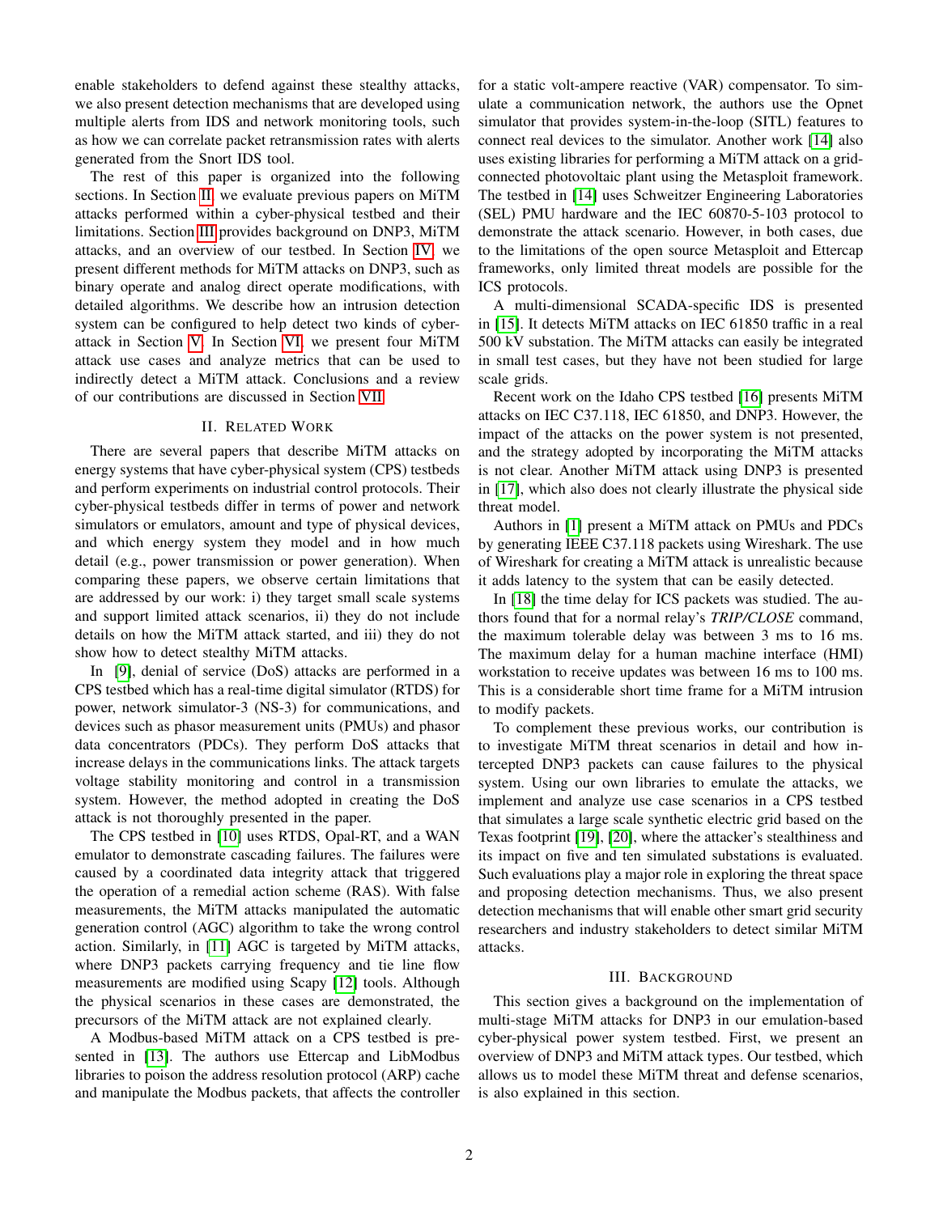enable stakeholders to defend against these stealthy attacks, we also present detection mechanisms that are developed using multiple alerts from IDS and network monitoring tools, such as how we can correlate packet retransmission rates with alerts generated from the Snort IDS tool.

The rest of this paper is organized into the following sections. In Section II, we evaluate previous papers on MiTM attacks performed within a cyber-physical testbed and their limitations. Section III provides background on DNP3, MiTM attacks, and an overview of our testbed. In Section IV, we present different methods for MiTM attacks on DNP3, such as binary operate and analog direct operate modifications, with detailed algorithms. We describe how an intrusion detection system can be configured to help detect two kinds of cyber-attack in Section V. In Section VI, we present four MiTM attack use cases and analyze metrics that can be used to indirectly detect a MiTM attack. Conclusions and a review of our contributions are discussed in Section VII.

## II. Related Work

There are several papers that describe MiTM attacks on energy systems that have cyber-physical system (CPS) testbeds and perform experiments on industrial control protocols. Their cyber-physical testbeds differ in terms of power and network simulators or emulators, amount and type of physical devices, and which energy system they model and in how much detail (e.g., power transmission or power generation). When comparing these papers, we observe certain limitations that are addressed by our work: i) they target small scale systems and support limited attack scenarios, ii) they do not include details on how the MiTM attack started, and iii) they do not show how to detect stealthy MiTM attacks.

In [9], denial of service (DoS) attacks are performed in a CPS testbed which has a real-time digital simulator (RTDS) for power, network simulator-3 (NS-3) for communications, and devices such as phasor measurement units (PMUs) and phasor data concentrators (PDCs). They perform DoS attacks that increase delays in the communications links. The attack targets voltage stability monitoring and control in a transmission system. However, the method adopted in creating the DoS attack is not thoroughly presented in the paper.

The CPS testbed in [10] uses RTDS, Opal-RT, and a WAN emulator to demonstrate cascading failures. The failures were caused by a coordinated data integrity attack that triggered the operation of a remedial action scheme (RAS). With false measurements, the MiTM attacks manipulated the automatic generation control (AGC) algorithm to take the wrong control action. Similarly, in [11] AGC is targeted by MiTM attacks, where DNP3 packets carrying frequency and tie line flow measurements are modified using Scapy [12] tools. Although the physical scenarios in these cases are demonstrated, the precursors of the MiTM attack are not explained clearly.

A Modbus-based MiTM attack on a CPS testbed is presented in [13]. The authors use Ettercap and LibModbus libraries to poison the address resolution protocol (ARP) cache and manipulate the Modbus packets, that affects the controller for a static volt-ampere reactive (VAR) compensator. To simulate a communication network, the authors use the Opnet simulator that provides system-in-the-loop (SITL) features to connect real devices to the simulator. Another work [14] also uses existing libraries for performing a MiTM attack on a grid-connected photovoltaic plant using the Metasploit framework. The testbed in [14] uses Schweitzer Engineering Laboratories (SEL) PMU hardware and the IEC 60870-5-103 protocol to demonstrate the attack scenario. However, in both cases, due to the limitations of the open source Metasploit and Ettercap frameworks, only limited threat models are possible for the ICS protocols.

A multi-dimensional SCADA-specific IDS is presented in [15]. It detects MiTM attacks on IEC 61850 traffic in a real 500 kV substation. The MiTM attacks can easily be integrated in small test cases, but they have not been studied for large scale grids.

Recent work on the Idaho CPS testbed [16] presents MiTM attacks on IEC C37.118, IEC 61850, and DNP3. However, the impact of the attacks on the power system is not presented, and the strategy adopted by incorporating the MiTM attacks is not clear. Another MiTM attack using DNP3 is presented in [17], which also does not clearly illustrate the physical side threat model.

Authors in [1] present a MiTM attack on PMUs and PDCs by generating IEEE C37.118 packets using Wireshark. The use of Wireshark for creating a MiTM attack is unrealistic because it adds latency to the system that can be easily detected.

In [18] the time delay for ICS packets was studied. The authors found that for a normal relay's ***TRIP/CLOSE*** command, the maximum tolerable delay was between 3 ms to 16 ms. The maximum delay for a human machine interface (HMI) workstation to receive updates was between 16 ms to 100 ms. This is a considerable short time frame for a MiTM intrusion to modify packets.

To complement these previous works, our contribution is to investigate MiTM threat scenarios in detail and how intercepted DNP3 packets can cause failures to the physical system. Using our own libraries to emulate the attacks, we implement and analyze use case scenarios in a CPS testbed that simulates a large scale synthetic electric grid based on the Texas footprint [19], [20], where the attacker's stealthiness and its impact on five and ten simulated substations is evaluated. Such evaluations play a major role in exploring the threat space and proposing detection mechanisms. Thus, we also present detection mechanisms that will enable other smart grid security researchers and industry stakeholders to detect similar MiTM attacks.

## III. Background

This section gives a background on the implementation of multi-stage MiTM attacks for DNP3 in our emulation-based cyber-physical power system testbed. First, we present an overview of DNP3 and MiTM attack types. Our testbed, which allows us to model these MiTM threat and defense scenarios, is also explained in this section.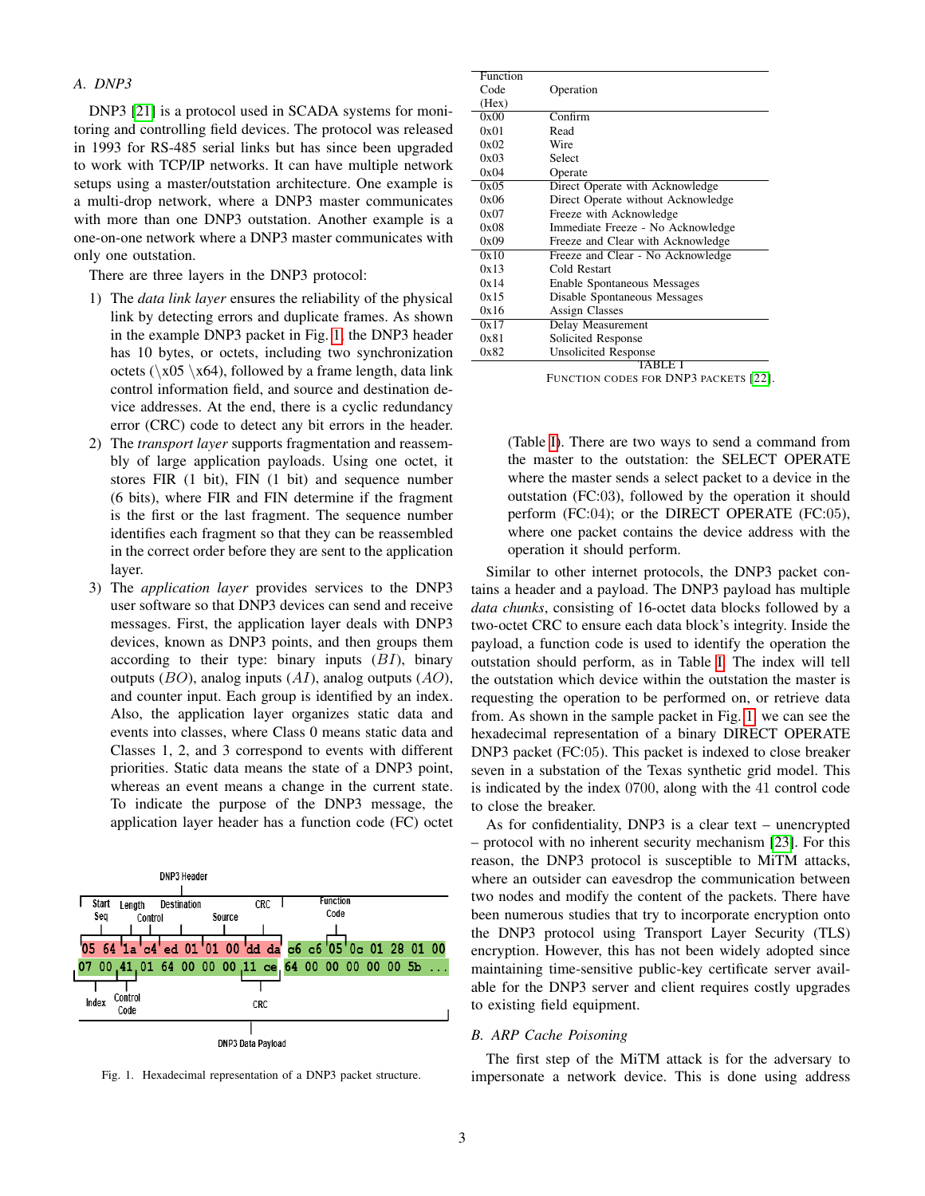## A. DNP3

DNP3 [21] is a protocol used in SCADA systems for monitoring and controlling field devices. The protocol was released in 1993 for RS-485 serial links but has since been upgraded to work with TCP/IP networks. It can have multiple network setups using a master/outstation architecture. One example is a multi-drop network, where a DNP3 master communicates with more than one DNP3 outstation. Another example is a one-on-one network where a DNP3 master communicates with only one outstation.

There are three layers in the DNP3 protocol:

1) The *data link layer* ensures the reliability of the physical link by detecting errors and duplicate frames. As shown in the example DNP3 packet in Fig. 1, the DNP3 header has 10 bytes, or octets, including two synchronization octets (\x05 \x64), followed by a frame length, data link control information field, and source and destination device addresses. At the end, there is a cyclic redundancy error (CRC) code to detect any bit errors in the header.
2) The *transport layer* supports fragmentation and reassembly of large application payloads. Using one octet, it stores FIR (1 bit), FIN (1 bit) and sequence number (6 bits), where FIR and FIN determine if the fragment is the first or the last fragment. The sequence number identifies each fragment so that they can be reassembled in the correct order before they are sent to the application layer.
3) The *application layer* provides services to the DNP3 user software so that DNP3 devices can send and receive messages. First, the application layer deals with DNP3 devices, known as DNP3 points, and then groups them according to their type: binary inputs ($BI$), binary outputs ($BO$), analog inputs ($AI$), analog outputs ($AO$), and counter input. Each group is identified by an index. Also, the application layer organizes static data and events into classes, where Class 0 means static data and Classes 1, 2, and 3 correspond to events with different priorities. Static data means the state of a DNP3 point, whereas an event means a change in the current state. To indicate the purpose of the DNP3 message, the application layer header has a function code (FC) octet (Table I). There are two ways to send a command from the master to the outstation: the SELECT OPERATE where the master sends a select packet to a device in the outstation (FC:03), followed by the operation it should perform (FC:04); or the DIRECT OPERATE (FC:05), where one packet contains the device address with the operation it should perform.

```
DNP3 Header: Start Seq | Length | Control | Destination | Source | CRC
05 64 1a c4 ed 01 01 00 dd da | c6 c6 05 0c 01 28 01 00
07 00 41 01 64 00 00 00 11 ce | 64 00 00 00 00 5b ...
Function Code; Index; Control Code; CRC
DNP3 Data Payload
```

Fig. 1. Hexadecimal representation of a DNP3 packet structure.

| Function Code (Hex) | Operation |
|---|---|
| 0x00 | Confirm |
| 0x01 | Read |
| 0x02 | Wire |
| 0x03 | Select |
| 0x04 | Operate |
| 0x05 | Direct Operate with Acknowledge |
| 0x06 | Direct Operate without Acknowledge |
| 0x07 | Freeze with Acknowledge |
| 0x08 | Immediate Freeze - No Acknowledge |
| 0x09 | Freeze and Clear with Acknowledge |
| 0x10 | Freeze and Clear - No Acknowledge |
| 0x13 | Cold Restart |
| 0x14 | Enable Spontaneous Messages |
| 0x15 | Disable Spontaneous Messages |
| 0x16 | Assign Classes |
| 0x17 | Delay Measurement |
| 0x81 | Solicited Response |
| 0x82 | Unsolicited Response |

TABLE I
FUNCTION CODES FOR DNP3 PACKETS [22].

Similar to other internet protocols, the DNP3 packet contains a header and a payload. The DNP3 payload has multiple *data chunks*, consisting of 16-octet data blocks followed by a two-octet CRC to ensure each data block's integrity. Inside the payload, a function code is used to identify the operation the outstation should perform, as in Table I. The index will tell the outstation which device within the outstation the master is requesting the operation to be performed on, or retrieve data from. As shown in the sample packet in Fig. 1, we can see the hexadecimal representation of a binary DIRECT OPERATE DNP3 packet (FC:05). This packet is indexed to close breaker seven in a substation of the Texas synthetic grid model. This is indicated by the index 0700, along with the 41 control code to close the breaker.

As for confidentiality, DNP3 is a clear text – unencrypted – protocol with no inherent security mechanism [23]. For this reason, the DNP3 protocol is susceptible to MiTM attacks, where an outsider can eavesdrop the communication between two nodes and modify the content of the packets. There have been numerous studies that try to incorporate encryption onto the DNP3 protocol using Transport Layer Security (TLS) encryption. However, this has not been widely adopted since maintaining time-sensitive public-key certificate server available for the DNP3 server and client requires costly upgrades to existing field equipment.

## B. ARP Cache Poisoning

The first step of the MiTM attack is for the adversary to impersonate a network device. This is done using address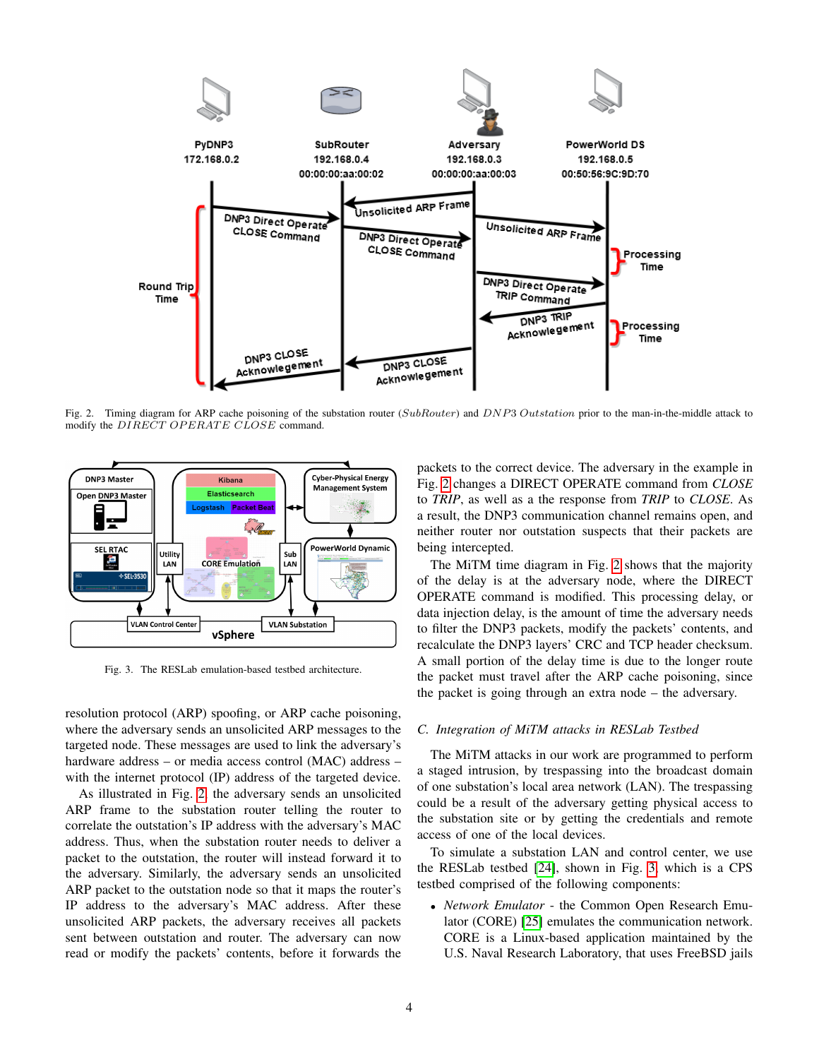Fig. 2. Timing diagram for ARP cache poisoning of the substation router (*SubRouter*) and *DNP3 Outstation* prior to the man-in-the-middle attack to modify the *DIRECT OPERATE CLOSE* command.

Fig. 3. The RESLab emulation-based testbed architecture.

resolution protocol (ARP) spoofing, or ARP cache poisoning, where the adversary sends an unsolicited ARP messages to the targeted node. These messages are used to link the adversary's hardware address – or media access control (MAC) address – with the internet protocol (IP) address of the targeted device.

As illustrated in Fig. 2, the adversary sends an unsolicited ARP frame to the substation router telling the router to correlate the outstation's IP address with the adversary's MAC address. Thus, when the substation router needs to deliver a packet to the outstation, the router will instead forward it to the adversary. Similarly, the adversary sends an unsolicited ARP packet to the outstation node so that it maps the router's IP address to the adversary's MAC address. After these unsolicited ARP packets, the adversary receives all packets sent between outstation and router. The adversary can now read or modify the packets' contents, before it forwards the packets to the correct device. The adversary in the example in Fig. 2 changes a DIRECT OPERATE command from *CLOSE* to *TRIP*, as well as a the response from *TRIP* to *CLOSE*. As a result, the DNP3 communication channel remains open, and neither router nor outstation suspects that their packets are being intercepted.

The MiTM time diagram in Fig. 2 shows that the majority of the delay is at the adversary node, where the DIRECT OPERATE command is modified. This processing delay, or data injection delay, is the amount of time the adversary needs to filter the DNP3 packets, modify the packets' contents, and recalculate the DNP3 layers' CRC and TCP header checksum. A small portion of the delay time is due to the longer route the packet must travel after the ARP cache poisoning, since the packet is going through an extra node – the adversary.

### C. Integration of MiTM attacks in RESLab Testbed

The MiTM attacks in our work are programmed to perform a staged intrusion, by trespassing into the broadcast domain of one substation's local area network (LAN). The trespassing could be a result of the adversary getting physical access to the substation site or by getting the credentials and remote access of one of the local devices.

To simulate a substation LAN and control center, we use the RESLab testbed [24], shown in Fig. 3, which is a CPS testbed comprised of the following components:

- *Network Emulator* - the Common Open Research Emulator (CORE) [25] emulates the communication network. CORE is a Linux-based application maintained by the U.S. Naval Research Laboratory, that uses FreeBSD jails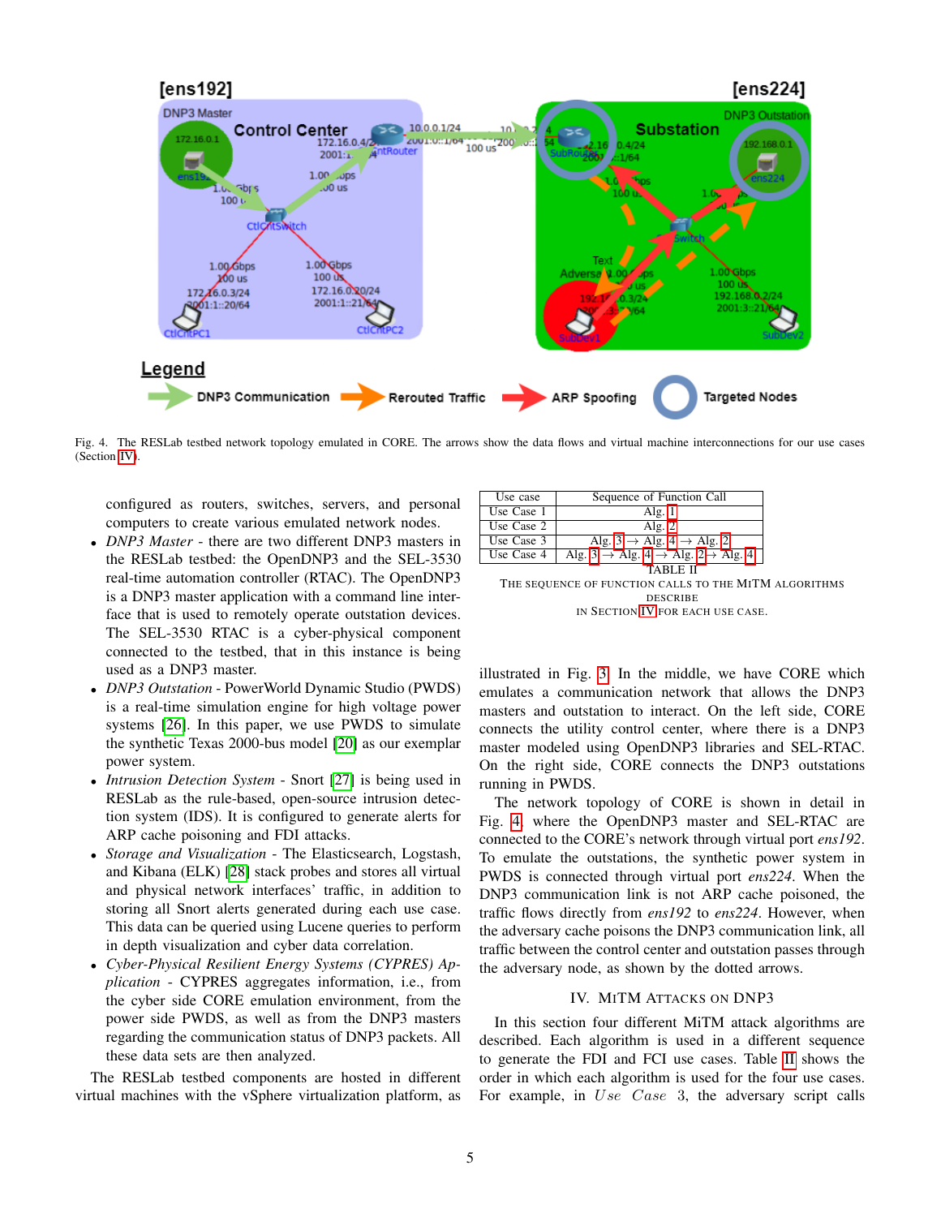Fig. 4. The RESLab testbed network topology emulated in CORE. The arrows show the data flows and virtual machine interconnections for our use cases (Section IV).

configured as routers, switches, servers, and personal computers to create various emulated network nodes.

- *DNP3 Master* - there are two different DNP3 masters in the RESLab testbed: the OpenDNP3 and the SEL-3530 real-time automation controller (RTAC). The OpenDNP3 is a DNP3 master application with a command line interface that is used to remotely operate outstation devices. The SEL-3530 RTAC is a cyber-physical component connected to the testbed, that in this instance is being used as a DNP3 master.
- *DNP3 Outstation* - PowerWorld Dynamic Studio (PWDS) is a real-time simulation engine for high voltage power systems [26]. In this paper, we use PWDS to simulate the synthetic Texas 2000-bus model [20] as our exemplar power system.
- *Intrusion Detection System* - Snort [27] is being used in RESLab as the rule-based, open-source intrusion detection system (IDS). It is configured to generate alerts for ARP cache poisoning and FDI attacks.
- *Storage and Visualization* - The Elasticsearch, Logstash, and Kibana (ELK) [28] stack probes and stores all virtual and physical network interfaces' traffic, in addition to storing all Snort alerts generated during each use case. This data can be queried using Lucene queries to perform in depth visualization and cyber data correlation.
- *Cyber-Physical Resilient Energy Systems (CYPRES) Application* - CYPRES aggregates information, i.e., from the cyber side CORE emulation environment, from the power side PWDS, as well as from the DNP3 masters regarding the communication status of DNP3 packets. All these data sets are then analyzed.

The RESLab testbed components are hosted in different virtual machines with the vSphere virtualization platform, as illustrated in Fig. 3. In the middle, we have CORE which emulates a communication network that allows the DNP3 masters and outstation to interact. On the left side, CORE connects the utility control center, where there is a DNP3 master modeled using OpenDNP3 libraries and SEL-RTAC. On the right side, CORE connects the DNP3 outstations running in PWDS.

The network topology of CORE is shown in detail in Fig. 4, where the OpenDNP3 master and SEL-RTAC are connected to the CORE's network through virtual port *ens192*. To emulate the outstations, the synthetic power system in PWDS is connected through virtual port *ens224*. When the DNP3 communication link is not ARP cache poisoned, the traffic flows directly from *ens192* to *ens224*. However, when the adversary cache poisons the DNP3 communication link, all traffic between the control center and outstation passes through the adversary node, as shown by the dotted arrows.

| Use case | Sequence of Function Call |
|---|---|
| Use Case 1 | Alg. 1 |
| Use Case 2 | Alg. 2 |
| Use Case 3 | Alg. 3 → Alg. 4 → Alg. 2 |
| Use Case 4 | Alg. 3 → Alg. 4 → Alg. 2 → Alg. 4 |

TABLE II
THE SEQUENCE OF FUNCTION CALLS TO THE MITM ALGORITHMS DESCRIBE IN SECTION IV FOR EACH USE CASE.

## IV. MITM ATTACKS ON DNP3

In this section four different MiTM attack algorithms are described. Each algorithm is used in a different sequence to generate the FDI and FCI use cases. Table II shows the order in which each algorithm is used for the four use cases. For example, in *Use Case* 3, the adversary script calls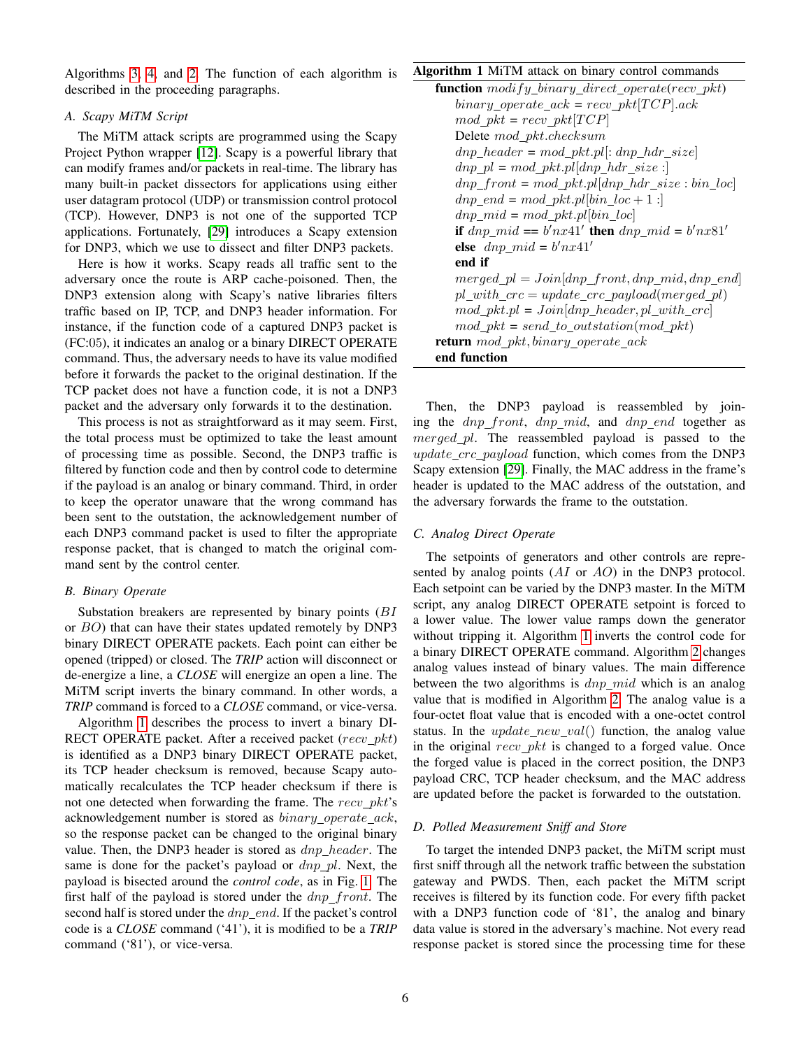Algorithms 3, 4, and 2. The function of each algorithm is described in the proceeding paragraphs.

### A. Scapy MiTM Script

The MiTM attack scripts are programmed using the Scapy Project Python wrapper [12]. Scapy is a powerful library that can modify frames and/or packets in real-time. The library has many built-in packet dissectors for applications using either user datagram protocol (UDP) or transmission control protocol (TCP). However, DNP3 is not one of the supported TCP applications. Fortunately, [29] introduces a Scapy extension for DNP3, which we use to dissect and filter DNP3 packets.

Here is how it works. Scapy reads all traffic sent to the adversary once the route is ARP cache-poisoned. Then, the DNP3 extension along with Scapy's native libraries filters traffic based on IP, TCP, and DNP3 header information. For instance, if the function code of a captured DNP3 packet is (FC:05), it indicates an analog or a binary DIRECT OPERATE command. Thus, the adversary needs to have its value modified before it forwards the packet to the original destination. If the TCP packet does not have a function code, it is not a DNP3 packet and the adversary only forwards it to the destination.

This process is not as straightforward as it may seem. First, the total process must be optimized to take the least amount of processing time as possible. Second, the DNP3 traffic is filtered by function code and then by control code to determine if the payload is an analog or binary command. Third, in order to keep the operator unaware that the wrong command has been sent to the outstation, the acknowledgement number of each DNP3 command packet is used to filter the appropriate response packet, that is changed to match the original command sent by the control center.

### B. Binary Operate

Substation breakers are represented by binary points ($BI$ or $BO$) that can have their states updated remotely by DNP3 binary DIRECT OPERATE packets. Each point can either be opened (tripped) or closed. The ***TRIP*** action will disconnect or de-energize a line, a ***CLOSE*** will energize an open a line. The MiTM script inverts the binary command. In other words, a ***TRIP*** command is forced to a ***CLOSE*** command, or vice-versa.

Algorithm 1 describes the process to invert a binary DIRECT OPERATE packet. After a received packet ($recv\_pkt$) is identified as a DNP3 binary DIRECT OPERATE packet, its TCP header checksum is removed, because Scapy automatically recalculates the TCP header checksum if there is not one detected when forwarding the frame. The $recv\_pkt$'s acknowledgement number is stored as $binary\_operate\_ack$, so the response packet can be changed to the original binary value. Then, the DNP3 header is stored as $dnp\_header$. The same is done for the packet's payload or $dnp\_pl$. Next, the payload is bisected around the *control code*, as in Fig. 1. The first half of the payload is stored under the $dnp\_front$. The second half is stored under the $dnp\_end$. If the packet's control code is a ***CLOSE*** command ('41'), it is modified to be a ***TRIP*** command ('81'), or vice-versa.

**Algorithm 1** MiTM attack on binary control commands

```
function modify_binary_direct_operate(recv_pkt)
    binary_operate_ack = recv_pkt[TCP].ack
    mod_pkt = recv_pkt[TCP]
    Delete mod_pkt.checksum
    dnp_header = mod_pkt.pl[: dnp_hdr_size]
    dnp_pl = mod_pkt.pl[dnp_hdr_size :]
    dnp_front = mod_pkt.pl[dnp_hdr_size : bin_loc]
    dnp_end = mod_pkt.pl[bin_loc + 1 :]
    dnp_mid = mod_pkt.pl[bin_loc]
    if dnp_mid == b'nx41' then dnp_mid = b'nx81'
    else dnp_mid = b'nx41'
    end if
    merged_pl = Join[dnp_front, dnp_mid, dnp_end]
    pl_with_crc = update_crc_payload(merged_pl)
    mod_pkt.pl = Join[dnp_header, pl_with_crc]
    mod_pkt = send_to_outstation(mod_pkt)
return mod_pkt, binary_operate_ack
end function
```

Then, the DNP3 payload is reassembled by joining the $dnp\_front$, $dnp\_mid$, and $dnp\_end$ together as $merged\_pl$. The reassembled payload is passed to the $update\_crc\_payload$ function, which comes from the DNP3 Scapy extension [29]. Finally, the MAC address in the frame's header is updated to the MAC address of the outstation, and the adversary forwards the frame to the outstation.

### C. Analog Direct Operate

The setpoints of generators and other controls are represented by analog points ($AI$ or $AO$) in the DNP3 protocol. Each setpoint can be varied by the DNP3 master. In the MiTM script, any analog DIRECT OPERATE setpoint is forced to a lower value. The lower value ramps down the generator without tripping it. Algorithm 1 inverts the control code for a binary DIRECT OPERATE command. Algorithm 2 changes analog values instead of binary values. The main difference between the two algorithms is $dnp\_mid$ which is an analog value that is modified in Algorithm 2. The analog value is a four-octet float value that is encoded with a one-octet control status. In the $update\_new\_val()$ function, the analog value in the original $recv\_pkt$ is changed to a forged value. Once the forged value is placed in the correct position, the DNP3 payload CRC, TCP header checksum, and the MAC address are updated before the packet is forwarded to the outstation.

### D. Polled Measurement Sniff and Store

To target the intended DNP3 packet, the MiTM script must first sniff through all the network traffic between the substation gateway and PWDS. Then, each packet the MiTM script receives is filtered by its function code. For every fifth packet with a DNP3 function code of '81', the analog and binary data value is stored in the adversary's machine. Not every read response packet is stored since the processing time for these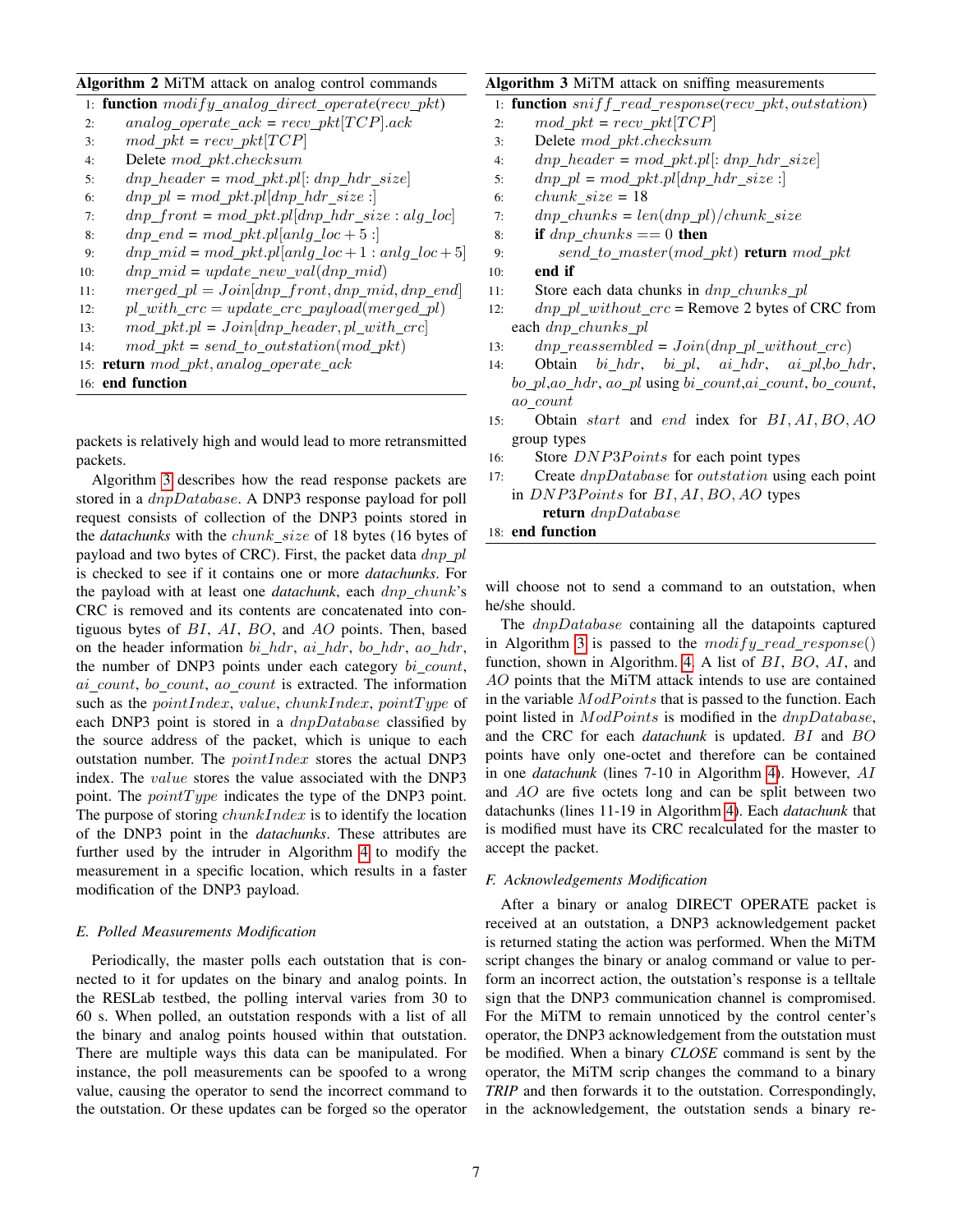**Algorithm 2** MiTM attack on analog control commands

```
1:  function modify_analog_direct_operate(recv_pkt)
2:      analog_operate_ack = recv_pkt[TCP].ack
3:      mod_pkt = recv_pkt[TCP]
4:      Delete mod_pkt.checksum
5:      dnp_header = mod_pkt.pl[: dnp_hdr_size]
6:      dnp_pl = mod_pkt.pl[dnp_hdr_size :]
7:      dnp_front = mod_pkt.pl[dnp_hdr_size : alg_loc]
8:      dnp_end = mod_pkt.pl[anlg_loc + 5 :]
9:      dnp_mid = mod_pkt.pl[anlg_loc + 1 : anlg_loc + 5]
10:     dnp_mid = update_new_val(dnp_mid)
11:     merged_pl = Join[dnp_front, dnp_mid, dnp_end]
12:     pl_with_crc = update_crc_payload(merged_pl)
13:     mod_pkt.pl = Join[dnp_header, pl_with_crc]
14:     mod_pkt = send_to_outstation(mod_pkt)
15: return mod_pkt, analog_operate_ack
16: end function
```

packets is relatively high and would lead to more retransmitted packets.

Algorithm 3 describes how the read response packets are stored in a $dnpDatabase$. A DNP3 response payload for poll request consists of collection of the DNP3 points stored in the ***datachunks*** with the $chunk\_size$ of 18 bytes (16 bytes of payload and two bytes of CRC). First, the packet data $dnp\_pl$ is checked to see if it contains one or more ***datachunks***. For the payload with at least one ***datachunk***, each $dnp\_chunk$'s CRC is removed and its contents are concatenated into contiguous bytes of $BI$, $AI$, $BO$, and $AO$ points. Then, based on the header information $bi\_hdr$, $ai\_hdr$, $bo\_hdr$, $ao\_hdr$, the number of DNP3 points under each category $bi\_count$, $ai\_count$, $bo\_count$, $ao\_count$ is extracted. The information such as the $pointIndex$, $value$, $chunkIndex$, $pointType$ of each DNP3 point is stored in a $dnpDatabase$ classified by the source address of the packet, which is unique to each outstation number. The $pointIndex$ stores the actual DNP3 index. The $value$ stores the value associated with the DNP3 point. The $pointType$ indicates the type of the DNP3 point. The purpose of storing $chunkIndex$ is to identify the location of the DNP3 point in the ***datachunks***. These attributes are further used by the intruder in Algorithm 4 to modify the measurement in a specific location, which results in a faster modification of the DNP3 payload.

### *E. Polled Measurements Modification*

Periodically, the master polls each outstation that is connected to it for updates on the binary and analog points. In the RESLab testbed, the polling interval varies from 30 to 60 s. When polled, an outstation responds with a list of all the binary and analog points housed within that outstation. There are multiple ways this data can be manipulated. For instance, the poll measurements can be spoofed to a wrong value, causing the operator to send the incorrect command to the outstation. Or these updates can be forged so the operator

**Algorithm 3** MiTM attack on sniffing measurements

```
1:  function sniff_read_response(recv_pkt, outstation)
2:      mod_pkt = recv_pkt[TCP]
3:      Delete mod_pkt.checksum
4:      dnp_header = mod_pkt.pl[: dnp_hdr_size]
5:      dnp_pl = mod_pkt.pl[dnp_hdr_size :]
6:      chunk_size = 18
7:      dnp_chunks = len(dnp_pl)/chunk_size
8:      if dnp_chunks == 0 then
9:          send_to_master(mod_pkt) return mod_pkt
10:     end if
11:     Store each data chunks in dnp_chunks_pl
12:     dnp_pl_without_crc = Remove 2 bytes of CRC from
        each dnp_chunks_pl
13:     dnp_reassembled = Join(dnp_pl_without_crc)
14:     Obtain bi_hdr, bi_pl, ai_hdr, ai_pl, bo_hdr,
        bo_pl, ao_hdr, ao_pl using bi_count, ai_count, bo_count,
        ao_count
15:     Obtain start and end index for BI, AI, BO, AO
        group types
16:     Store DNP3Points for each point types
17:     Create dnpDatabase for outstation using each point
        in DNP3Points for BI, AI, BO, AO types
            return dnpDatabase
18: end function
```

will choose not to send a command to an outstation, when he/she should.

The $dnpDatabase$ containing all the datapoints captured in Algorithm 3 is passed to the $modify\_read\_response()$ function, shown in Algorithm. 4. A list of $BI$, $BO$, $AI$, and $AO$ points that the MiTM attack intends to use are contained in the variable $ModPoints$ that is passed to the function. Each point listed in $ModPoints$ is modified in the $dnpDatabase$, and the CRC for each ***datachunk*** is updated. $BI$ and $BO$ points have only one-octet and therefore can be contained in one ***datachunk*** (lines 7-10 in Algorithm 4). However, $AI$ and $AO$ are five octets long and can be split between two datachunks (lines 11-19 in Algorithm 4). Each ***datachunk*** that is modified must have its CRC recalculated for the master to accept the packet.

### *F. Acknowledgements Modification*

After a binary or analog DIRECT OPERATE packet is received at an outstation, a DNP3 acknowledgement packet is returned stating the action was performed. When the MiTM script changes the binary or analog command or value to perform an incorrect action, the outstation's response is a telltale sign that the DNP3 communication channel is compromised. For the MiTM to remain unnoticed by the control center's operator, the DNP3 acknowledgement from the outstation must be modified. When a binary ***CLOSE*** command is sent by the operator, the MiTM scrip changes the command to a binary ***TRIP*** and then forwards it to the outstation. Correspondingly, in the acknowledgement, the outstation sends a binary re-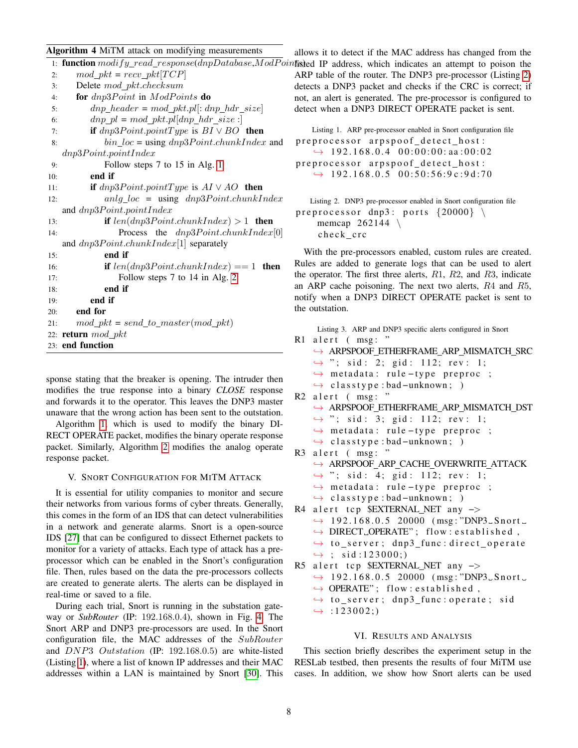**Algorithm 4** MiTM attack on modifying measurements

```
1:  function modify_read_response(dnpDatabase, ModPoints)
2:      mod_pkt = recv_pkt[TCP]
3:      Delete mod_pkt.checksum
4:      for dnp3Point in ModPoints do
5:          dnp_header = mod_pkt.pl[: dnp_hdr_size]
6:          dnp_pl = mod_pkt.pl[dnp_hdr_size :]
7:          if dnp3Point.pointType is BI ∨ BO then
8:              bin_loc = using dnp3Point.chunkIndex and dnp3Point.pointIndex
9:              Follow steps 7 to 15 in Alg. 1
10:         end if
11:         if dnp3Point.pointType is AI ∨ AO then
12:             anlg_loc = using dnp3Point.chunkIndex and dnp3Point.pointIndex
13:             if len(dnp3Point.chunkIndex) > 1 then
14:                 Process the dnp3Point.chunkIndex[0] and dnp3Point.chunkIndex[1] separately
15:             end if
16:             if len(dnp3Point.chunkIndex) == 1 then
17:                 Follow steps 7 to 14 in Alg. 2
18:             end if
19:         end if
20:     end for
21:     mod_pkt = send_to_master(mod_pkt)
22: return mod_pkt
23: end function
```

sponse stating that the breaker is opening. The intruder then modifies the true response into a binary *CLOSE* response and forwards it to the operator. This leaves the DNP3 master unaware that the wrong action has been sent to the outstation.

Algorithm 1, which is used to modify the binary DIRECT OPERATE packet, modifies the binary operate response packet. Similarly, Algorithm 2 modifies the analog operate response packet.

## V. Snort Configuration for MiTM Attack

It is essential for utility companies to monitor and secure their networks from various forms of cyber threats. Generally, this comes in the form of an IDS that can detect vulnerabilities in a network and generate alarms. Snort is a open-source IDS [27] that can be configured to dissect Ethernet packets to monitor for a variety of attacks. Each type of attack has a preprocessor which can be enabled in the Snort's configuration file. Then, rules based on the data the pre-processors collects are created to generate alerts. The alerts can be displayed in real-time or saved to a file.

During each trial, Snort is running in the substation gateway or *SubRouter* (IP: 192.168.0.4), shown in Fig. 4. The Snort ARP and DNP3 pre-processors are used. In the Snort configuration file, the MAC addresses of the *SubRouter* and *DNP3 Outstation* (IP: 192.168.0.5) are white-listed (Listing 1), where a list of known IP addresses and their MAC addresses within a LAN is maintained by Snort [30]. This allows it to detect if the MAC address has changed from the listed IP address, which indicates an attempt to poison the ARP table of the router. The DNP3 pre-processor (Listing 2) detects a DNP3 packet and checks if the CRC is correct; if not, an alert is generated. The pre-processor is configured to detect when a DNP3 DIRECT OPERATE packet is sent.

Listing 1. ARP pre-processor enabled in Snort configuration file

```
preprocessor arpspoof_detect_host:
    192.168.0.4 00:00:00:aa:00:02
preprocessor arpspoof_detect_host:
    192.168.0.5 00:50:56:9c:9d:70
```

Listing 2. DNP3 pre-processor enabled in Snort configuration file

```
preprocessor dnp3: ports {20000} \
    memcap 262144 \
    check_crc
```

With the pre-processors enabled, custom rules are created. Rules are added to generate logs that can be used to alert the operator. The first three alerts, $R1$, $R2$, and $R3$, indicate an ARP cache poisoning. The next two alerts, $R4$ and $R5$, notify when a DNP3 DIRECT OPERATE packet is sent to the outstation.

Listing 3. ARP and DNP3 specific alerts configured in Snort

```
R1 alert ( msg: "
    ARPSPOOF_ETHERFRAME_ARP_MISMATCH_SRC
    "; sid: 2; gid: 112; rev: 1;
    metadata: rule-type preproc ;
    classtype:bad-unknown; )
R2 alert ( msg: "
    ARPSPOOF_ETHERFRAME_ARP_MISMATCH_DST
    "; sid: 3; gid: 112; rev: 1;
    metadata: rule-type preproc ;
    classtype:bad-unknown; )
R3 alert ( msg: "
    ARPSPOOF_ARP_CACHE_OVERWRITE_ATTACK
    "; sid: 4; gid: 112; rev: 1;
    metadata: rule-type preproc ;
    classtype:bad-unknown; )
R4 alert tcp $EXTERNAL_NET any ->
    192.168.0.5 20000 (msg:"DNP3 Snort
    DIRECT_OPERATE"; flow:established,
    to_server; dnp3_func:direct_operate
    ; sid:123000;)
R5 alert tcp $EXTERNAL_NET any ->
    192.168.0.5 20000 (msg:"DNP3 Snort
    OPERATE"; flow:established,
    to_server; dnp3_func:operate; sid
    :123002;)
```

## VI. Results and Analysis

This section briefly describes the experiment setup in the RESLab testbed, then presents the results of four MiTM use cases. In addition, we show how Snort alerts can be used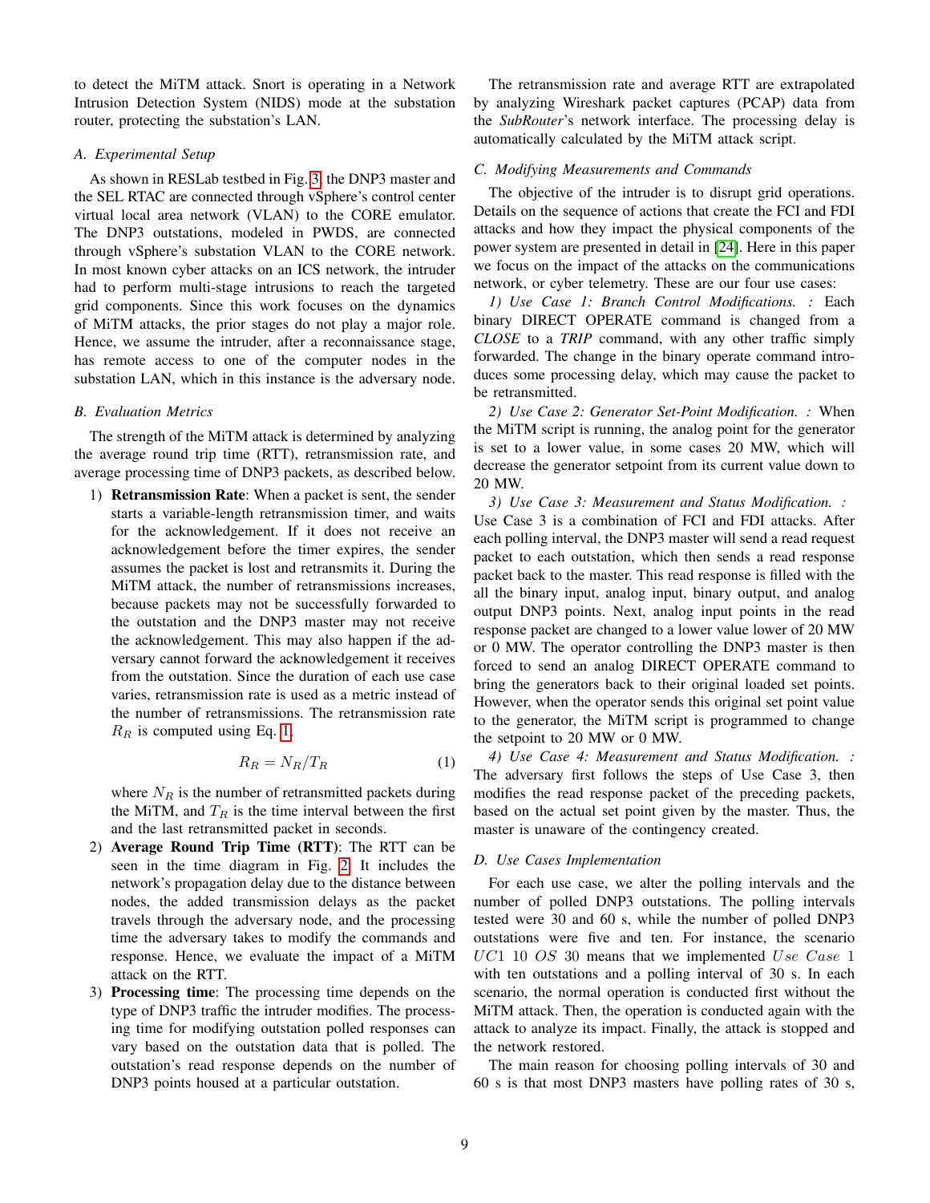to detect the MiTM attack. Snort is operating in a Network Intrusion Detection System (NIDS) mode at the substation router, protecting the substation's LAN.

### A. Experimental Setup

As shown in RESLab testbed in Fig. 3, the DNP3 master and the SEL RTAC are connected through vSphere's control center virtual local area network (VLAN) to the CORE emulator. The DNP3 outstations, modeled in PWDS, are connected through vSphere's substation VLAN to the CORE network. In most known cyber attacks on an ICS network, the intruder had to perform multi-stage intrusions to reach the targeted grid components. Since this work focuses on the dynamics of MiTM attacks, the prior stages do not play a major role. Hence, we assume the intruder, after a reconnaissance stage, has remote access to one of the computer nodes in the substation LAN, which in this instance is the adversary node.

### B. Evaluation Metrics

The strength of the MiTM attack is determined by analyzing the average round trip time (RTT), retransmission rate, and average processing time of DNP3 packets, as described below.

1) **Retransmission Rate**: When a packet is sent, the sender starts a variable-length retransmission timer, and waits for the acknowledgement. If it does not receive an acknowledgement before the timer expires, the sender assumes the packet is lost and retransmits it. During the MiTM attack, the number of retransmissions increases, because packets may not be successfully forwarded to the outstation and the DNP3 master may not receive the acknowledgement. This may also happen if the adversary cannot forward the acknowledgement it receives from the outstation. Since the duration of each use case varies, retransmission rate is used as a metric instead of the number of retransmissions. The retransmission rate $R_R$ is computed using Eq. 1.

$$R_R = N_R/T_R \tag{1}$$

where $N_R$ is the number of retransmitted packets during the MiTM, and $T_R$ is the time interval between the first and the last retransmitted packet in seconds.

2) **Average Round Trip Time (RTT)**: The RTT can be seen in the time diagram in Fig. 2. It includes the network's propagation delay due to the distance between nodes, the added transmission delays as the packet travels through the adversary node, and the processing time the adversary takes to modify the commands and response. Hence, we evaluate the impact of a MiTM attack on the RTT.

3) **Processing time**: The processing time depends on the type of DNP3 traffic the intruder modifies. The processing time for modifying outstation polled responses can vary based on the outstation data that is polled. The outstation's read response depends on the number of DNP3 points housed at a particular outstation.

The retransmission rate and average RTT are extrapolated by analyzing Wireshark packet captures (PCAP) data from the *SubRouter*'s network interface. The processing delay is automatically calculated by the MiTM attack script.

### C. Modifying Measurements and Commands

The objective of the intruder is to disrupt grid operations. Details on the sequence of actions that create the FCI and FDI attacks and how they impact the physical components of the power system are presented in detail in [24]. Here in this paper we focus on the impact of the attacks on the communications network, or cyber telemetry. These are our four use cases:

*1) Use Case 1: Branch Control Modifications. :* Each binary DIRECT OPERATE command is changed from a *CLOSE* to a *TRIP* command, with any other traffic simply forwarded. The change in the binary operate command introduces some processing delay, which may cause the packet to be retransmitted.

*2) Use Case 2: Generator Set-Point Modification. :* When the MiTM script is running, the analog point for the generator is set to a lower value, in some cases 20 MW, which will decrease the generator setpoint from its current value down to 20 MW.

*3) Use Case 3: Measurement and Status Modification. :* Use Case 3 is a combination of FCI and FDI attacks. After each polling interval, the DNP3 master will send a read request packet to each outstation, which then sends a read response packet back to the master. This read response is filled with the all the binary input, analog input, binary output, and analog output DNP3 points. Next, analog input points in the read response packet are changed to a lower value lower of 20 MW or 0 MW. The operator controlling the DNP3 master is then forced to send an analog DIRECT OPERATE command to bring the generators back to their original loaded set points. However, when the operator sends this original set point value to the generator, the MiTM script is programmed to change the setpoint to 20 MW or 0 MW.

*4) Use Case 4: Measurement and Status Modification. :* The adversary first follows the steps of Use Case 3, then modifies the read response packet of the preceding packets, based on the actual set point given by the master. Thus, the master is unaware of the contingency created.

### D. Use Cases Implementation

For each use case, we alter the polling intervals and the number of polled DNP3 outstations. The polling intervals tested were 30 and 60 s, while the number of polled DNP3 outstations were five and ten. For instance, the scenario $UC1\ 10\ OS\ 30$ means that we implemented $Use\ Case\ 1$ with ten outstations and a polling interval of 30 s. In each scenario, the normal operation is conducted first without the MiTM attack. Then, the operation is conducted again with the attack to analyze its impact. Finally, the attack is stopped and the network restored.

The main reason for choosing polling intervals of 30 and 60 s is that most DNP3 masters have polling rates of 30 s,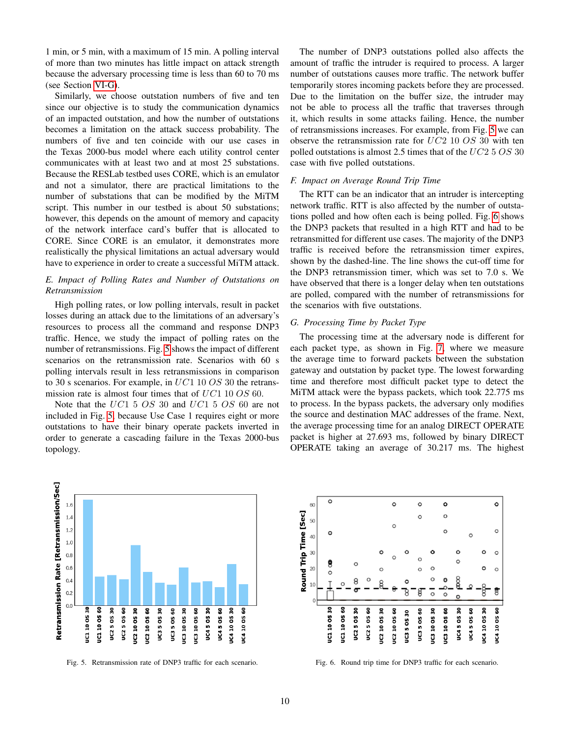1 min, or 5 min, with a maximum of 15 min. A polling interval of more than two minutes has little impact on attack strength because the adversary processing time is less than 60 to 70 ms (see Section VI-G).

Similarly, we choose outstation numbers of five and ten since our objective is to study the communication dynamics of an impacted outstation, and how the number of outstations becomes a limitation on the attack success probability. The numbers of five and ten coincide with our use cases in the Texas 2000-bus model where each utility control center communicates with at least two and at most 25 substations. Because the RESLab testbed uses CORE, which is an emulator and not a simulator, there are practical limitations to the number of substations that can be modified by the MiTM script. This number in our testbed is about 50 substations; however, this depends on the amount of memory and capacity of the network interface card's buffer that is allocated to CORE. Since CORE is an emulator, it demonstrates more realistically the physical limitations an actual adversary would have to experience in order to create a successful MiTM attack.

### *E. Impact of Polling Rates and Number of Outstations on Retransmission*

High polling rates, or low polling intervals, result in packet losses during an attack due to the limitations of an adversary's resources to process all the command and response DNP3 traffic. Hence, we study the impact of polling rates on the number of retransmissions. Fig. 5 shows the impact of different scenarios on the retransmission rate. Scenarios with 60 s polling intervals result in less retransmissions in comparison to 30 s scenarios. For example, in $UC1\ 10\ OS\ 30$ the retransmission rate is almost four times that of $UC1\ 10\ OS\ 60$.

Note that the $UC1\ 5\ OS\ 30$ and $UC1\ 5\ OS\ 60$ are not included in Fig. 5, because Use Case 1 requires eight or more outstations to have their binary operate packets inverted in order to generate a cascading failure in the Texas 2000-bus topology.

The number of DNP3 outstations polled also affects the amount of traffic the intruder is required to process. A larger number of outstations causes more traffic. The network buffer temporarily stores incoming packets before they are processed. Due to the limitation on the buffer size, the intruder may not be able to process all the traffic that traverses through it, which results in some attacks failing. Hence, the number of retransmissions increases. For example, from Fig. 5 we can observe the retransmission rate for $UC2\ 10\ OS\ 30$ with ten polled outstations is almost 2.5 times that of the $UC2\ 5\ OS\ 30$ case with five polled outstations.

### *F. Impact on Average Round Trip Time*

The RTT can be an indicator that an intruder is intercepting network traffic. RTT is also affected by the number of outstations polled and how often each is being polled. Fig. 6 shows the DNP3 packets that resulted in a high RTT and had to be retransmitted for different use cases. The majority of the DNP3 traffic is received before the retransmission timer expires, shown by the dashed-line. The line shows the cut-off time for the DNP3 retransmission timer, which was set to 7.0 s. We have observed that there is a longer delay when ten outstations are polled, compared with the number of retransmissions for the scenarios with five outstations.

### *G. Processing Time by Packet Type*

The processing time at the adversary node is different for each packet type, as shown in Fig. 7, where we measure the average time to forward packets between the substation gateway and outstation by packet type. The lowest forwarding time and therefore most difficult packet type to detect the MiTM attack were the bypass packets, which took 22.775 ms to process. In the bypass packets, the adversary only modifies the source and destination MAC addresses of the frame. Next, the average processing time for an analog DIRECT OPERATE packet is higher at 27.693 ms, followed by binary DIRECT OPERATE taking an average of 30.217 ms. The highest

Fig. 5. Retransmission rate of DNP3 traffic for each scenario.

Fig. 6. Round trip time for DNP3 traffic for each scenario.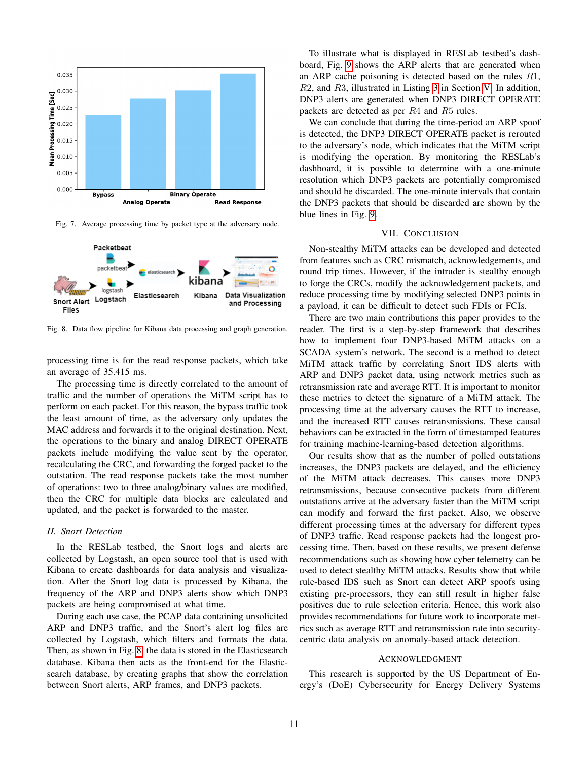Fig. 7. Average processing time by packet type at the adversary node.

Fig. 8. Data flow pipeline for Kibana data processing and graph generation.

processing time is for the read response packets, which take an average of 35.415 ms.

The processing time is directly correlated to the amount of traffic and the number of operations the MiTM script has to perform on each packet. For this reason, the bypass traffic took the least amount of time, as the adversary only updates the MAC address and forwards it to the original destination. Next, the operations to the binary and analog DIRECT OPERATE packets include modifying the value sent by the operator, recalculating the CRC, and forwarding the forged packet to the outstation. The read response packets take the most number of operations: two to three analog/binary values are modified, then the CRC for multiple data blocks are calculated and updated, and the packet is forwarded to the master.

### H. Snort Detection

In the RESLab testbed, the Snort logs and alerts are collected by Logstash, an open source tool that is used with Kibana to create dashboards for data analysis and visualization. After the Snort log data is processed by Kibana, the frequency of the ARP and DNP3 alerts show which DNP3 packets are being compromised at what time.

During each use case, the PCAP data containing unsolicited ARP and DNP3 traffic, and the Snort's alert log files are collected by Logstash, which filters and formats the data. Then, as shown in Fig. 8, the data is stored in the Elasticsearch database. Kibana then acts as the front-end for the Elasticsearch database, by creating graphs that show the correlation between Snort alerts, ARP frames, and DNP3 packets.

To illustrate what is displayed in RESLab testbed's dashboard, Fig. 9 shows the ARP alerts that are generated when an ARP cache poisoning is detected based on the rules $R1$, $R2$, and $R3$, illustrated in Listing 3 in Section V. In addition, DNP3 alerts are generated when DNP3 DIRECT OPERATE packets are detected as per $R4$ and $R5$ rules.

We can conclude that during the time-period an ARP spoof is detected, the DNP3 DIRECT OPERATE packet is rerouted to the adversary's node, which indicates that the MiTM script is modifying the operation. By monitoring the RESLab's dashboard, it is possible to determine with a one-minute resolution which DNP3 packets are potentially compromised and should be discarded. The one-minute intervals that contain the DNP3 packets that should be discarded are shown by the blue lines in Fig. 9.

## VII. Conclusion

Non-stealthy MiTM attacks can be developed and detected from features such as CRC mismatch, acknowledgements, and round trip times. However, if the intruder is stealthy enough to forge the CRCs, modify the acknowledgement packets, and reduce processing time by modifying selected DNP3 points in a payload, it can be difficult to detect such FDIs or FCIs.

There are two main contributions this paper provides to the reader. The first is a step-by-step framework that describes how to implement four DNP3-based MiTM attacks on a SCADA system's network. The second is a method to detect MiTM attack traffic by correlating Snort IDS alerts with ARP and DNP3 packet data, using network metrics such as retransmission rate and average RTT. It is important to monitor these metrics to detect the signature of a MiTM attack. The processing time at the adversary causes the RTT to increase, and the increased RTT causes retransmissions. These causal behaviors can be extracted in the form of timestamped features for training machine-learning-based detection algorithms.

Our results show that as the number of polled outstations increases, the DNP3 packets are delayed, and the efficiency of the MiTM attack decreases. This causes more DNP3 retransmissions, because consecutive packets from different outstations arrive at the adversary faster than the MiTM script can modify and forward the first packet. Also, we observe different processing times at the adversary for different types of DNP3 traffic. Read response packets had the longest processing time. Then, based on these results, we present defense recommendations such as showing how cyber telemetry can be used to detect stealthy MiTM attacks. Results show that while rule-based IDS such as Snort can detect ARP spoofs using existing pre-processors, they can still result in higher false positives due to rule selection criteria. Hence, this work also provides recommendations for future work to incorporate metrics such as average RTT and retransmission rate into security-centric data analysis on anomaly-based attack detection.

## Acknowledgment

This research is supported by the US Department of Energy's (DoE) Cybersecurity for Energy Delivery Systems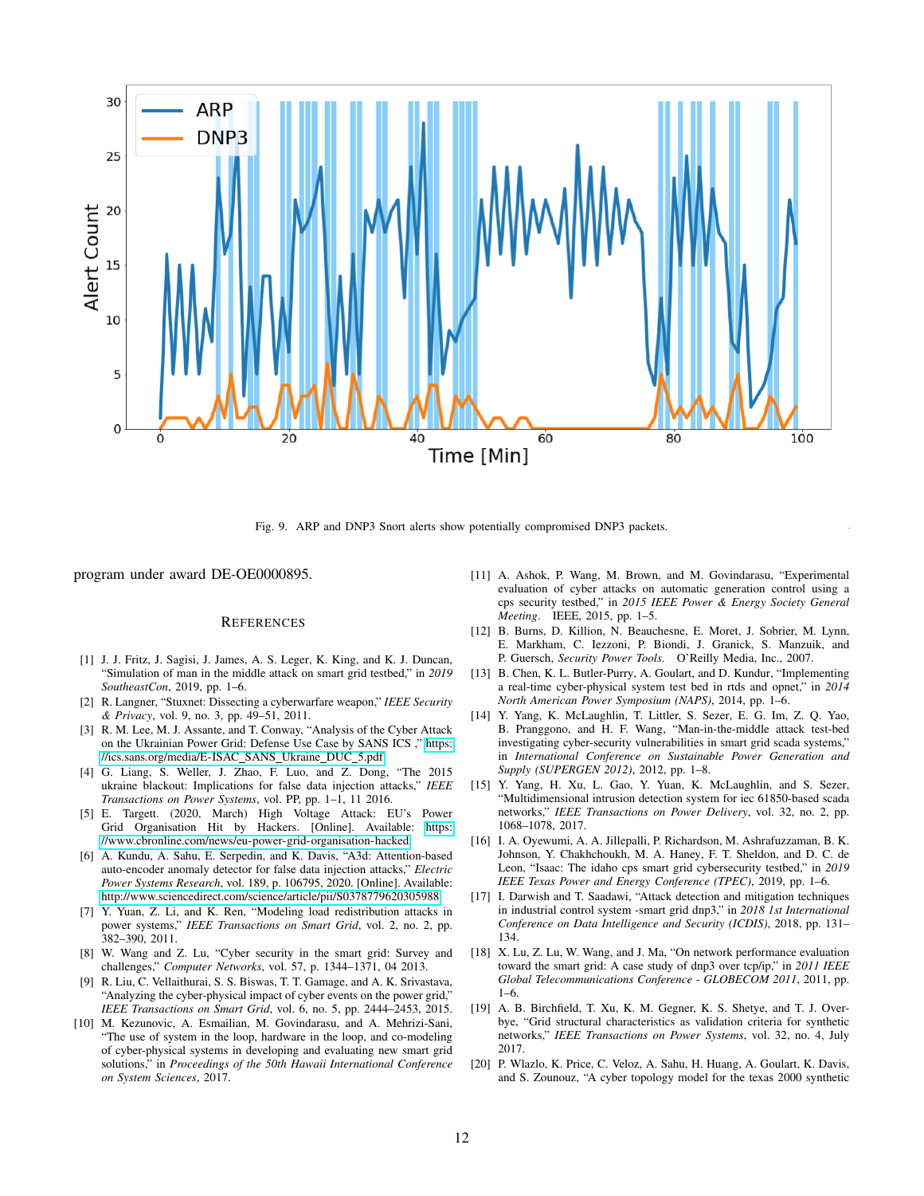Fig. 9. ARP and DNP3 Snort alerts show potentially compromised DNP3 packets.

program under award DE-OE0000895.

## References

[1] J. J. Fritz, J. Sagisi, J. James, A. S. Leger, K. King, and K. J. Duncan, "Simulation of man in the middle attack on smart grid testbed," in *2019 SoutheastCon*, 2019, pp. 1–6.

[2] R. Langner, "Stuxnet: Dissecting a cyberwarfare weapon," *IEEE Security & Privacy*, vol. 9, no. 3, pp. 49–51, 2011.

[3] R. M. Lee, M. J. Assante, and T. Conway, "Analysis of the Cyber Attack on the Ukrainian Power Grid: Defense Use Case by SANS ICS ," https://ics.sans.org/media/E-ISAC_SANS_Ukraine_DUC_5.pdf

[4] G. Liang, S. Weller, J. Zhao, F. Luo, and Z. Dong, "The 2015 ukraine blackout: Implications for false data injection attacks," *IEEE Transactions on Power Systems*, vol. PP, pp. 1–1, 11 2016.

[5] E. Targett. (2020, March) High Voltage Attack: EU's Power Grid Organisation Hit by Hackers. [Online]. Available: https://www.cbronline.com/news/eu-power-grid-organisation-hacked

[6] A. Kundu, A. Sahu, E. Serpedin, and K. Davis, "A3d: Attention-based auto-encoder anomaly detector for false data injection attacks," *Electric Power Systems Research*, vol. 189, p. 106795, 2020. [Online]. Available: http://www.sciencedirect.com/science/article/pii/S0378779620305988

[7] Y. Yuan, Z. Li, and K. Ren, "Modeling load redistribution attacks in power systems," *IEEE Transactions on Smart Grid*, vol. 2, no. 2, pp. 382–390, 2011.

[8] W. Wang and Z. Lu, "Cyber security in the smart grid: Survey and challenges," *Computer Networks*, vol. 57, p. 1344–1371, 04 2013.

[9] R. Liu, C. Vellaithurai, S. S. Biswas, T. T. Gamage, and A. K. Srivastava, "Analyzing the cyber-physical impact of cyber events on the power grid," *IEEE Transactions on Smart Grid*, vol. 6, no. 5, pp. 2444–2453, 2015.

[10] M. Kezunovic, A. Esmailian, M. Govindarasu, and A. Mehrizi-Sani, "The use of system in the loop, hardware in the loop, and co-modeling of cyber-physical systems in developing and evaluating new smart grid solutions," in *Proceedings of the 50th Hawaii International Conference on System Sciences*, 2017.

[11] A. Ashok, P. Wang, M. Brown, and M. Govindarasu, "Experimental evaluation of cyber attacks on automatic generation control using a cps security testbed," in *2015 IEEE Power & Energy Society General Meeting*. IEEE, 2015, pp. 1–5.

[12] B. Burns, D. Killion, N. Beauchesne, E. Moret, J. Sobrier, M. Lynn, E. Markham, C. Iezzoni, P. Biondi, J. Granick, S. Manzuik, and P. Guersch, *Security Power Tools*. O'Reilly Media, Inc., 2007.

[13] B. Chen, K. L. Butler-Purry, A. Goulart, and D. Kundur, "Implementing a real-time cyber-physical system test bed in rtds and opnet," in *2014 North American Power Symposium (NAPS)*, 2014, pp. 1–6.

[14] Y. Yang, K. McLaughlin, T. Littler, S. Sezer, E. G. Im, Z. Q. Yao, B. Pranggono, and H. F. Wang, "Man-in-the-middle attack test-bed investigating cyber-security vulnerabilities in smart grid scada systems," in *International Conference on Sustainable Power Generation and Supply (SUPERGEN 2012)*, 2012, pp. 1–8.

[15] Y. Yang, H. Xu, L. Gao, Y. Yuan, K. McLaughlin, and S. Sezer, "Multidimensional intrusion detection system for iec 61850-based scada networks," *IEEE Transactions on Power Delivery*, vol. 32, no. 2, pp. 1068–1078, 2017.

[16] I. A. Oyewumi, A. A. Jillepalli, P. Richardson, M. Ashrafuzzaman, B. K. Johnson, Y. Chakhchoukh, M. A. Haney, F. T. Sheldon, and D. C. de Leon, "Isaac: The idaho cps smart grid cybersecurity testbed," in *2019 IEEE Texas Power and Energy Conference (TPEC)*, 2019, pp. 1–6.

[17] I. Darwish and T. Saadawi, "Attack detection and mitigation techniques in industrial control system -smart grid dnp3," in *2018 1st International Conference on Data Intelligence and Security (ICDIS)*, 2018, pp. 131–134.

[18] X. Lu, Z. Lu, W. Wang, and J. Ma, "On network performance evaluation toward the smart grid: A case study of dnp3 over tcp/ip," in *2011 IEEE Global Telecommunications Conference - GLOBECOM 2011*, 2011, pp. 1–6.

[19] A. B. Birchfield, T. Xu, K. M. Gegner, K. S. Shetye, and T. J. Overbye, "Grid structural characteristics as validation criteria for synthetic networks," *IEEE Transactions on Power Systems*, vol. 32, no. 4, July 2017.

[20] P. Wlazlo, K. Price, C. Veloz, A. Sahu, H. Huang, A. Goulart, K. Davis, and S. Zounouz, "A cyber topology model for the texas 2000 synthetic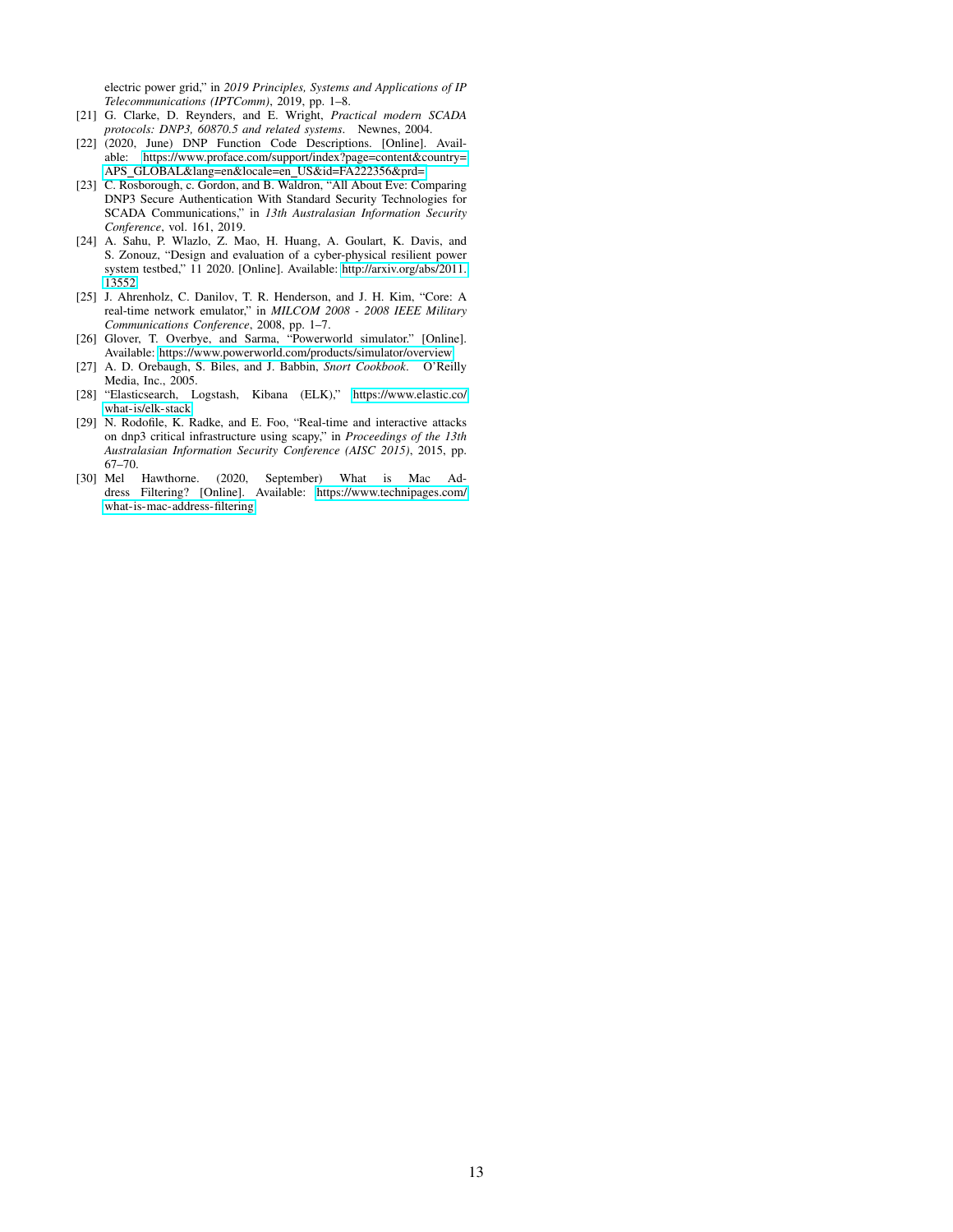electric power grid," in *2019 Principles, Systems and Applications of IP Telecommunications (IPTComm)*, 2019, pp. 1–8.

[21] G. Clarke, D. Reynders, and E. Wright, *Practical modern SCADA protocols: DNP3, 60870.5 and related systems*. Newnes, 2004.

[22] (2020, June) DNP Function Code Descriptions. [Online]. Available: https://www.proface.com/support/index?page=content&country=APS_GLOBAL&lang=en&locale=en_US&id=FA222356&prd=

[23] C. Rosborough, c. Gordon, and B. Waldron, "All About Eve: Comparing DNP3 Secure Authentication With Standard Security Technologies for SCADA Communications," in *13th Australasian Information Security Conference*, vol. 161, 2019.

[24] A. Sahu, P. Wlazlo, Z. Mao, H. Huang, A. Goulart, K. Davis, and S. Zonouz, "Design and evaluation of a cyber-physical resilient power system testbed," 11 2020. [Online]. Available: http://arxiv.org/abs/2011.13552

[25] J. Ahrenholz, C. Danilov, T. R. Henderson, and J. H. Kim, "Core: A real-time network emulator," in *MILCOM 2008 - 2008 IEEE Military Communications Conference*, 2008, pp. 1–7.

[26] Glover, T. Overbye, and Sarma, "Powerworld simulator." [Online]. Available: https://www.powerworld.com/products/simulator/overview

[27] A. D. Orebaugh, S. Biles, and J. Babbin, *Snort Cookbook*. O'Reilly Media, Inc., 2005.

[28] "Elasticsearch, Logstash, Kibana (ELK)," https://www.elastic.co/what-is/elk-stack.

[29] N. Rodofile, K. Radke, and E. Foo, "Real-time and interactive attacks on dnp3 critical infrastructure using scapy," in *Proceedings of the 13th Australasian Information Security Conference (AISC 2015)*, 2015, pp. 67–70.

[30] Mel Hawthorne. (2020, September) What is Mac Address Filtering? [Online]. Available: https://www.technipages.com/what-is-mac-address-filtering